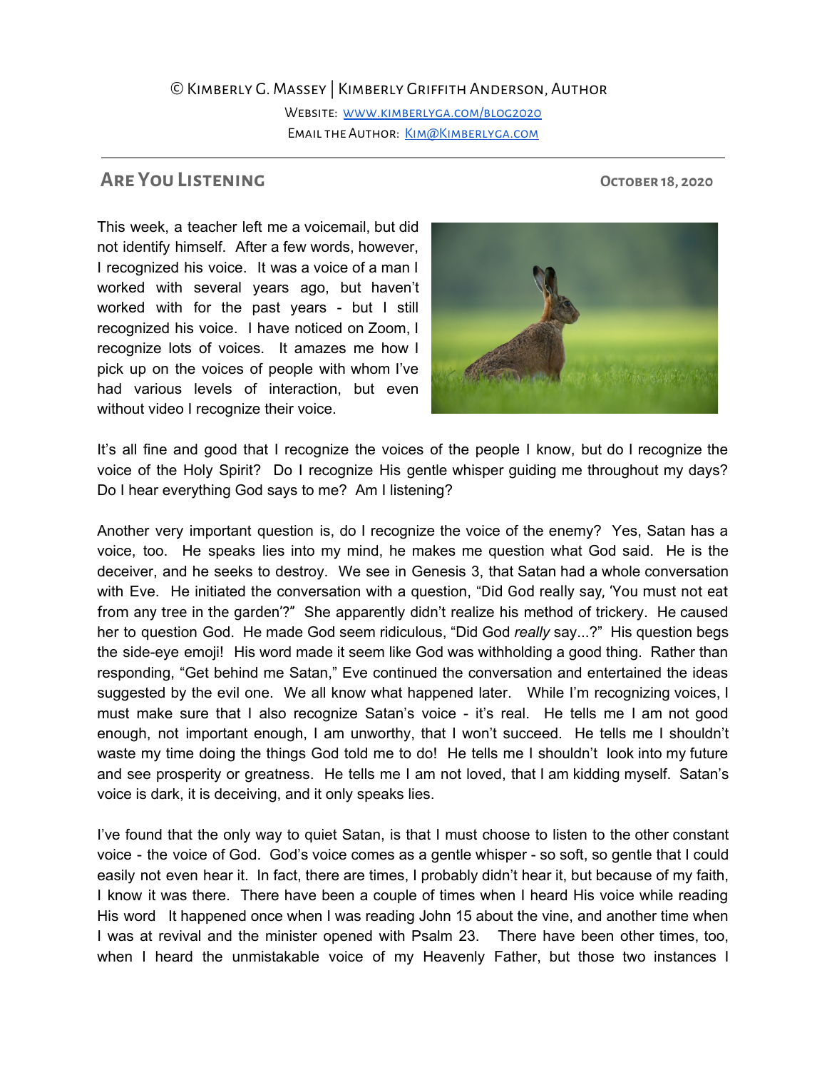© Kimberly G. Massey | Kimberly Griffith Anderson, Author

Website: [www.kimberlyga.com/blog2020](http://www.kimberlyga.com/blog2020)

Email the Author: [Kim@Kimberlyga.com](mailto:Kim@Kimberlyga.com)

---

## Are You Listening

**October 18, 2020**

This week, a teacher left me a voicemail, but did not identify himself. After a few words, however, I recognized his voice. It was a voice of a man I worked with several years ago, but haven't worked with for the past years - but I still recognized his voice. I have noticed on Zoom, I recognize lots of voices. It amazes me how I pick up on the voices of people with whom I've had various levels of interaction, but even without video I recognize their voice.

It's all fine and good that I recognize the voices of the people I know, but do I recognize the voice of the Holy Spirit? Do I recognize His gentle whisper guiding me throughout my days? Do I hear everything God says to me? Am I listening?

Another very important question is, do I recognize the voice of the enemy? Yes, Satan has a voice, too. He speaks lies into my mind, he makes me question what God said. He is the deceiver, and he seeks to destroy. We see in Genesis 3, that Satan had a whole conversation with Eve. He initiated the conversation with a question, "Did God really say, 'You must not eat from any tree in the garden'?" She apparently didn't realize his method of trickery. He caused her to question God. He made God seem ridiculous, "Did God *really* say...?" His question begs the side-eye emoji! His word made it seem like God was withholding a good thing. Rather than responding, "Get behind me Satan," Eve continued the conversation and entertained the ideas suggested by the evil one. We all know what happened later. While I'm recognizing voices, I must make sure that I also recognize Satan's voice - it's real. He tells me I am not good enough, not important enough, I am unworthy, that I won't succeed. He tells me I shouldn't waste my time doing the things God told me to do! He tells me I shouldn't look into my future and see prosperity or greatness. He tells me I am not loved, that I am kidding myself. Satan's voice is dark, it is deceiving, and it only speaks lies.

I've found that the only way to quiet Satan, is that I must choose to listen to the other constant voice - the voice of God. God's voice comes as a gentle whisper - so soft, so gentle that I could easily not even hear it. In fact, there are times, I probably didn't hear it, but because of my faith, I know it was there. There have been a couple of times when I heard His voice while reading His word It happened once when I was reading John 15 about the vine, and another time when I was at revival and the minister opened with Psalm 23. There have been other times, too, when I heard the unmistakable voice of my Heavenly Father, but those two instances I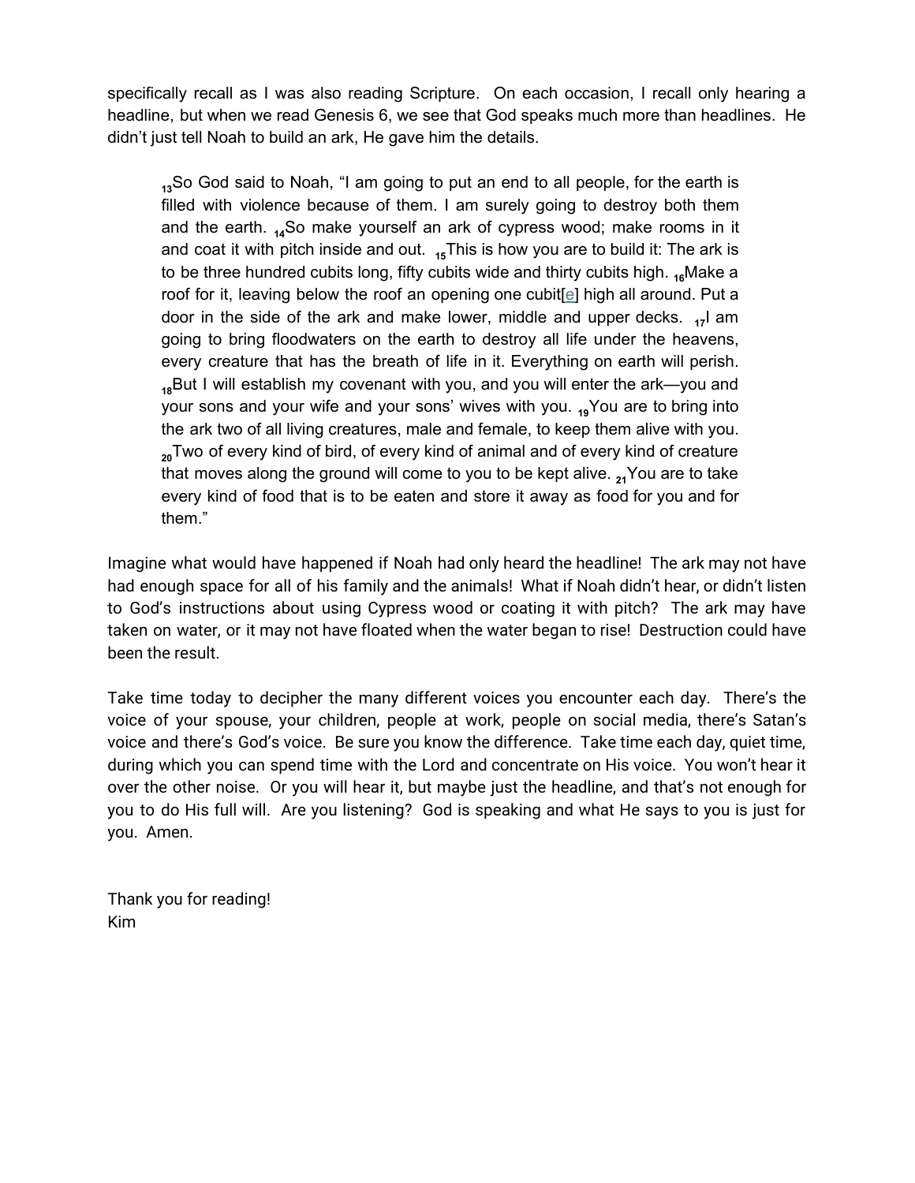specifically recall as I was also reading Scripture. On each occasion, I recall only hearing a headline, but when we read Genesis 6, we see that God speaks much more than headlines. He didn't just tell Noah to build an ark, He gave him the details.

> [13]So God said to Noah, "I am going to put an end to all people, for the earth is filled with violence because of them. I am surely going to destroy both them and the earth. [14]So make yourself an ark of cypress wood; make rooms in it and coat it with pitch inside and out. [15]This is how you are to build it: The ark is to be three hundred cubits long, fifty cubits wide and thirty cubits high. [16]Make a roof for it, leaving below the roof an opening one cubit[e] high all around. Put a door in the side of the ark and make lower, middle and upper decks. [17]I am going to bring floodwaters on the earth to destroy all life under the heavens, every creature that has the breath of life in it. Everything on earth will perish. [18]But I will establish my covenant with you, and you will enter the ark—you and your sons and your wife and your sons' wives with you. [19]You are to bring into the ark two of all living creatures, male and female, to keep them alive with you. [20]Two of every kind of bird, of every kind of animal and of every kind of creature that moves along the ground will come to you to be kept alive. [21]You are to take every kind of food that is to be eaten and store it away as food for you and for them."

Imagine what would have happened if Noah had only heard the headline! The ark may not have had enough space for all of his family and the animals! What if Noah didn't hear, or didn't listen to God's instructions about using Cypress wood or coating it with pitch? The ark may have taken on water, or it may not have floated when the water began to rise! Destruction could have been the result.

Take time today to decipher the many different voices you encounter each day. There's the voice of your spouse, your children, people at work, people on social media, there's Satan's voice and there's God's voice. Be sure you know the difference. Take time each day, quiet time, during which you can spend time with the Lord and concentrate on His voice. You won't hear it over the other noise. Or you will hear it, but maybe just the headline, and that's not enough for you to do His full will. Are you listening? God is speaking and what He says to you is just for you. Amen.

Thank you for reading!
Kim